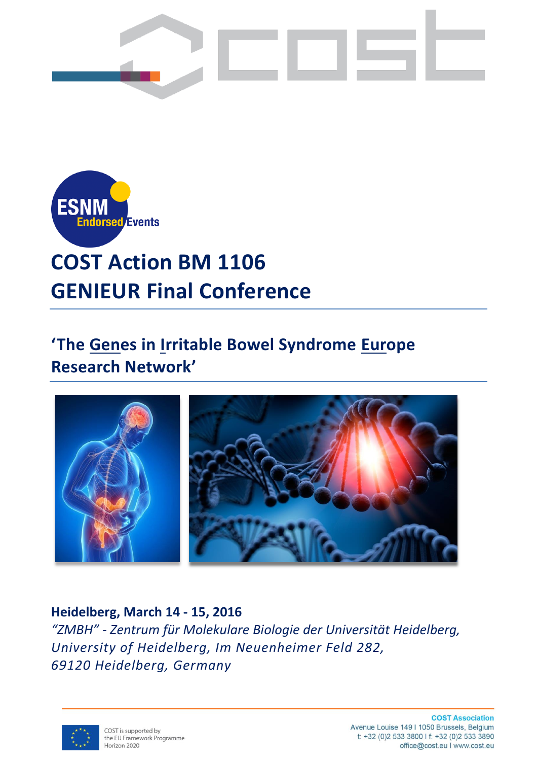# COST Action BM 1106
# GENIEUR Final Conference

## 'The Genes in Irritable Bowel Syndrome Europe Research Network'

**Heidelberg, March 14 - 15, 2016**

*"ZMBH" - Zentrum für Molekulare Biologie der Universität Heidelberg, University of Heidelberg, Im Neuenheimer Feld 282, 69120 Heidelberg, Germany*

COST is supported by the EU Framework Programme Horizon 2020

**COST Association**
Avenue Louise 149 I 1050 Brussels, Belgium
t: +32 (0)2 533 3800 I f: +32 (0)2 533 3890
office@cost.eu I www.cost.eu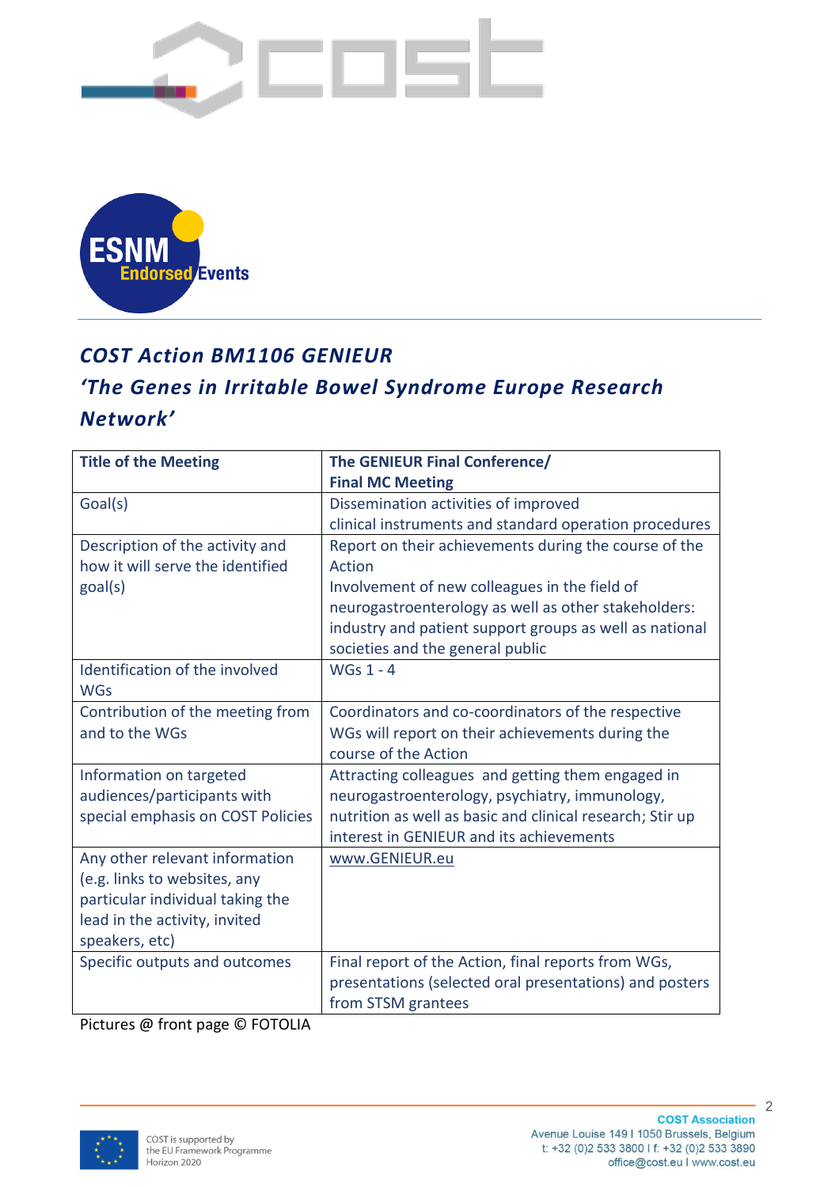***COST Action BM1106 GENIEUR***

***'The Genes in Irritable Bowel Syndrome Europe Research Network'***

| **Title of the Meeting** | **The GENIEUR Final Conference/ Final MC Meeting** |
|---|---|
| Goal(s) | Dissemination activities of improved clinical instruments and standard operation procedures |
| Description of the activity and how it will serve the identified goal(s) | Report on their achievements during the course of the Action<br>Involvement of new colleagues in the field of neurogastroenterology as well as other stakeholders: industry and patient support groups as well as national societies and the general public |
| Identification of the involved WGs | WGs 1 - 4 |
| Contribution of the meeting from and to the WGs | Coordinators and co-coordinators of the respective WGs will report on their achievements during the course of the Action |
| Information on targeted audiences/participants with special emphasis on COST Policies | Attracting colleagues and getting them engaged in neurogastroenterology, psychiatry, immunology, nutrition as well as basic and clinical research; Stir up interest in GENIEUR and its achievements |
| Any other relevant information (e.g. links to websites, any particular individual taking the lead in the activity, invited speakers, etc) | www.GENIEUR.eu |
| Specific outputs and outcomes | Final report of the Action, final reports from WGs, presentations (selected oral presentations) and posters from STSM grantees |

Pictures @ front page © FOTOLIA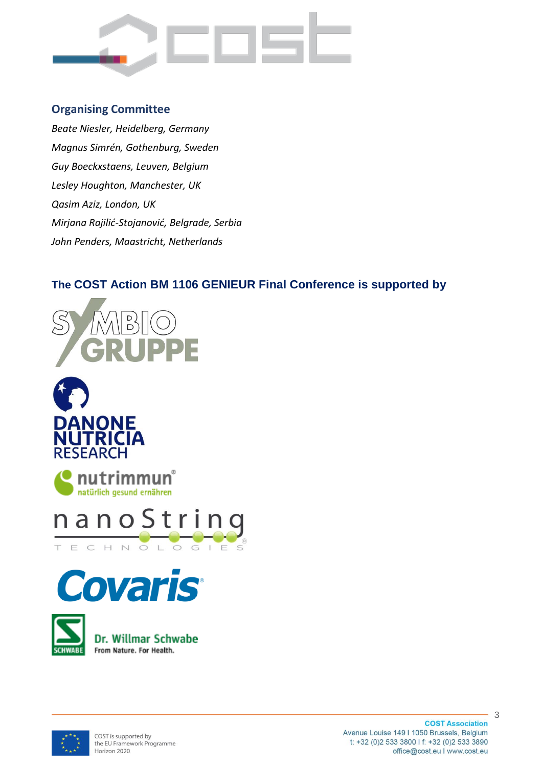## Organising Committee

*Beate Niesler, Heidelberg, Germany*

*Magnus Simrén, Gothenburg, Sweden*

*Guy Boeckxstaens, Leuven, Belgium*

*Lesley Houghton, Manchester, UK*

*Qasim Aziz, London, UK*

*Mirjana Rajilić-Stojanović, Belgrade, Serbia*

*John Penders, Maastricht, Netherlands*

## The COST Action BM 1106 GENIEUR Final Conference is supported by

SYMBIO GRUPPE

DANONE NUTRICIA RESEARCH

nutrimmun® natürlich gesund ernähren

nanoString TECHNOLOGIES®

Covaris®

SCHWABE Dr. Willmar Schwabe From Nature. For Health.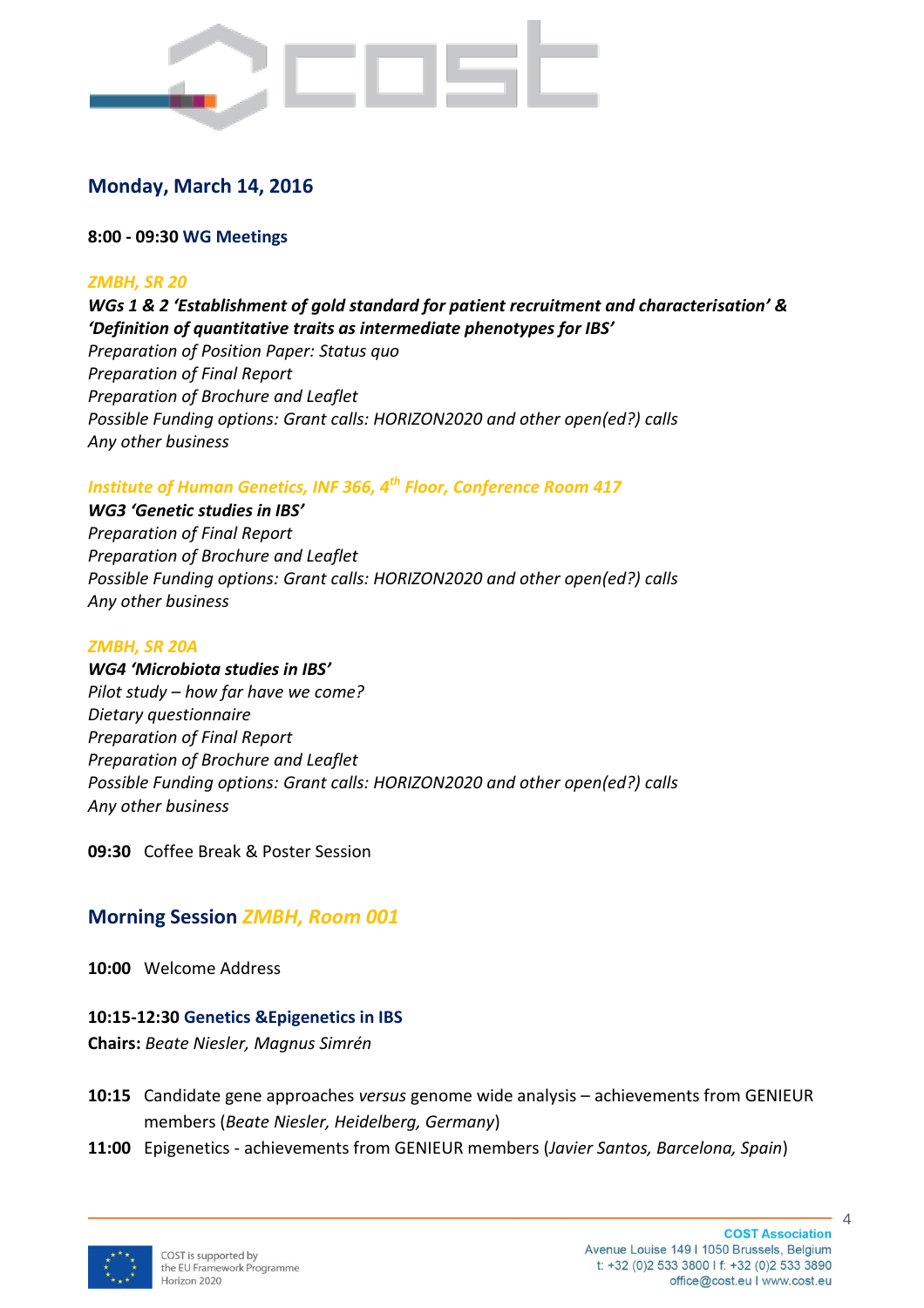## Monday, March 14, 2016

**8:00 - 09:30 WG Meetings**

*ZMBH, SR 20*

***WGs 1 & 2 'Establishment of gold standard for patient recruitment and characterisation' & 'Definition of quantitative traits as intermediate phenotypes for IBS'***
*Preparation of Position Paper: Status quo*
*Preparation of Final Report*
*Preparation of Brochure and Leaflet*
*Possible Funding options: Grant calls: HORIZON2020 and other open(ed?) calls*
*Any other business*

*Institute of Human Genetics, INF 366, 4th Floor, Conference Room 417*

***WG3 'Genetic studies in IBS'***
*Preparation of Final Report*
*Preparation of Brochure and Leaflet*
*Possible Funding options: Grant calls: HORIZON2020 and other open(ed?) calls*
*Any other business*

*ZMBH, SR 20A*

***WG4 'Microbiota studies in IBS'***
*Pilot study – how far have we come?*
*Dietary questionnaire*
*Preparation of Final Report*
*Preparation of Brochure and Leaflet*
*Possible Funding options: Grant calls: HORIZON2020 and other open(ed?) calls*
*Any other business*

**09:30** Coffee Break & Poster Session

## Morning Session *ZMBH, Room 001*

**10:00** Welcome Address

**10:15-12:30 Genetics &Epigenetics in IBS**
**Chairs:** *Beate Niesler, Magnus Simrén*

**10:15** Candidate gene approaches *versus* genome wide analysis – achievements from GENIEUR members (*Beate Niesler, Heidelberg, Germany*)

**11:00** Epigenetics - achievements from GENIEUR members (*Javier Santos, Barcelona, Spain*)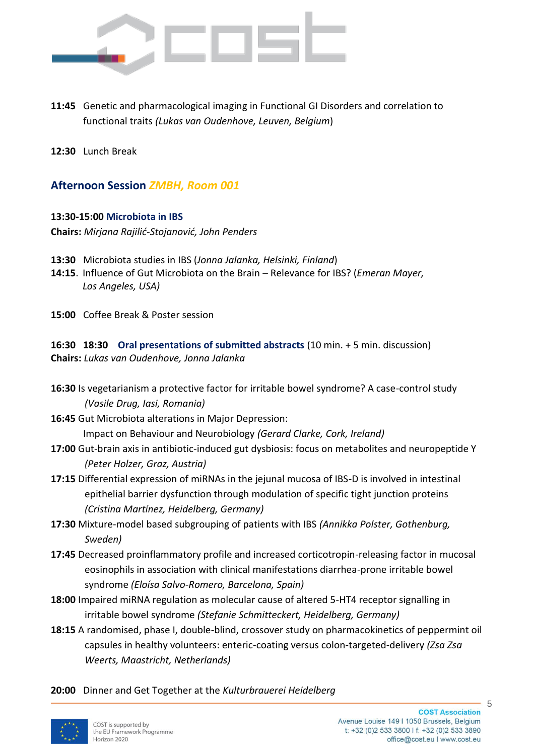**11:45** Genetic and pharmacological imaging in Functional GI Disorders and correlation to functional traits *(Lukas van Oudenhove, Leuven, Belgium*)

**12:30** Lunch Break

## Afternoon Session *ZMBH, Room 001*

**13:30-15:00 Microbiota in IBS**

**Chairs:** *Mirjana Rajilić-Stojanović, John Penders*

**13:30** Microbiota studies in IBS (*Jonna Jalanka, Helsinki, Finland*)

**14:15**. Influence of Gut Microbiota on the Brain – Relevance for IBS? (*Emeran Mayer, Los Angeles, USA)*

**15:00** Coffee Break & Poster session

**16:30 18:30 Oral presentations of submitted abstracts** (10 min. + 5 min. discussion)

**Chairs:** *Lukas van Oudenhove, Jonna Jalanka*

**16:30** Is vegetarianism a protective factor for irritable bowel syndrome? A case-control study *(Vasile Drug, Iasi, Romania)*

**16:45** Gut Microbiota alterations in Major Depression: Impact on Behaviour and Neurobiology *(Gerard Clarke, Cork, Ireland)*

**17:00** Gut-brain axis in antibiotic-induced gut dysbiosis: focus on metabolites and neuropeptide Y *(Peter Holzer, Graz, Austria)*

**17:15** Differential expression of miRNAs in the jejunal mucosa of IBS-D is involved in intestinal epithelial barrier dysfunction through modulation of specific tight junction proteins *(Cristina Martínez, Heidelberg, Germany)*

**17:30** Mixture-model based subgrouping of patients with IBS *(Annikka Polster, Gothenburg, Sweden)*

**17:45** Decreased proinflammatory profile and increased corticotropin-releasing factor in mucosal eosinophils in association with clinical manifestations diarrhea-prone irritable bowel syndrome *(Eloísa Salvo-Romero, Barcelona, Spain)*

**18:00** Impaired miRNA regulation as molecular cause of altered 5-HT4 receptor signalling in irritable bowel syndrome *(Stefanie Schmitteckert, Heidelberg, Germany)*

**18:15** A randomised, phase I, double-blind, crossover study on pharmacokinetics of peppermint oil capsules in healthy volunteers: enteric-coating versus colon-targeted-delivery *(Zsa Zsa Weerts, Maastricht, Netherlands)*

**20:00** Dinner and Get Together at the *Kulturbrauerei Heidelberg*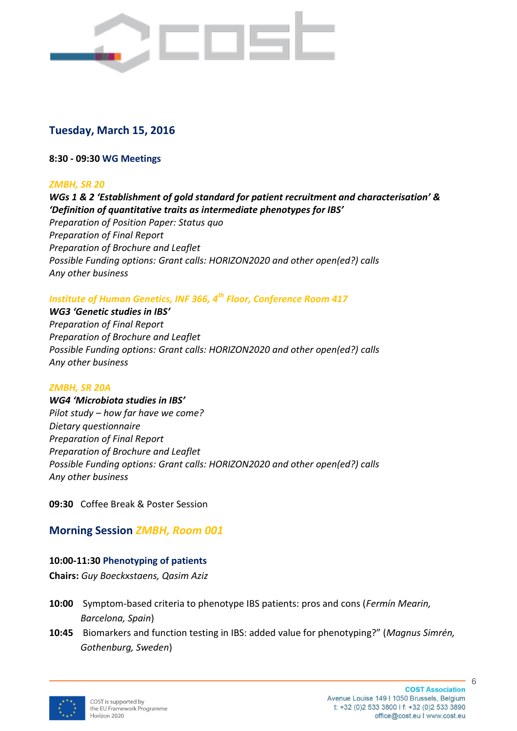## Tuesday, March 15, 2016

**8:30 - 09:30 WG Meetings**

*ZMBH, SR 20*

***WGs 1 & 2 'Establishment of gold standard for patient recruitment and characterisation' & 'Definition of quantitative traits as intermediate phenotypes for IBS'***
*Preparation of Position Paper: Status quo*
*Preparation of Final Report*
*Preparation of Brochure and Leaflet*
*Possible Funding options: Grant calls: HORIZON2020 and other open(ed?) calls*
*Any other business*

*Institute of Human Genetics, INF 366, 4th Floor, Conference Room 417*

***WG3 'Genetic studies in IBS'***
*Preparation of Final Report*
*Preparation of Brochure and Leaflet*
*Possible Funding options: Grant calls: HORIZON2020 and other open(ed?) calls*
*Any other business*

*ZMBH, SR 20A*

***WG4 'Microbiota studies in IBS'***
*Pilot study – how far have we come?*
*Dietary questionnaire*
*Preparation of Final Report*
*Preparation of Brochure and Leaflet*
*Possible Funding options: Grant calls: HORIZON2020 and other open(ed?) calls*
*Any other business*

**09:30** Coffee Break & Poster Session

### Morning Session *ZMBH, Room 001*

**10:00-11:30 Phenotyping of patients**
**Chairs:** *Guy Boeckxstaens, Qasim Aziz*

**10:00** Symptom-based criteria to phenotype IBS patients: pros and cons (*Fermín Mearin, Barcelona, Spain*)

**10:45** Biomarkers and function testing in IBS: added value for phenotyping?" (*Magnus Simrén, Gothenburg, Sweden*)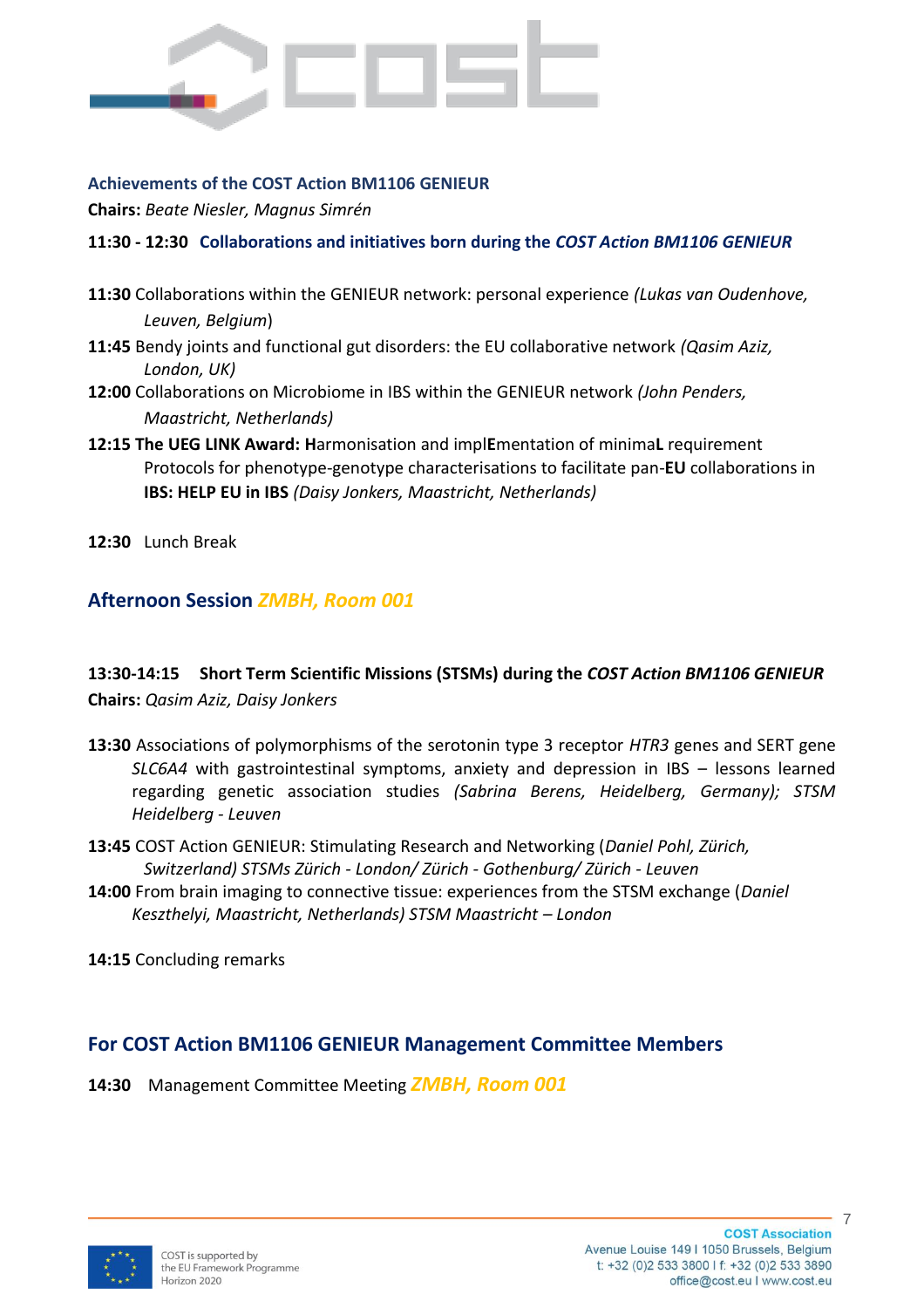### Achievements of the COST Action BM1106 GENIEUR

**Chairs:** *Beate Niesler, Magnus Simrén*

**11:30 - 12:30 Collaborations and initiatives born during the *COST Action BM1106 GENIEUR***

**11:30** Collaborations within the GENIEUR network: personal experience *(Lukas van Oudenhove, Leuven, Belgium*)

**11:45** Bendy joints and functional gut disorders: the EU collaborative network *(Qasim Aziz, London, UK)*

**12:00** Collaborations on Microbiome in IBS within the GENIEUR network *(John Penders, Maastricht, Netherlands)*

**12:15 The UEG LINK Award: H**armonisation and impl**E**mentation of minima**L** requirement Protocols for phenotype-genotype characterisations to facilitate pan-**EU** collaborations in **IBS: HELP EU in IBS** *(Daisy Jonkers, Maastricht, Netherlands)*

**12:30** Lunch Break

## Afternoon Session *ZMBH, Room 001*

**13:30-14:15 Short Term Scientific Missions (STSMs) during the *COST Action BM1106 GENIEUR***

**Chairs:** *Qasim Aziz, Daisy Jonkers*

**13:30** Associations of polymorphisms of the serotonin type 3 receptor *HTR3* genes and SERT gene *SLC6A4* with gastrointestinal symptoms, anxiety and depression in IBS – lessons learned regarding genetic association studies *(Sabrina Berens, Heidelberg, Germany); STSM Heidelberg - Leuven*

**13:45** COST Action GENIEUR: Stimulating Research and Networking (*Daniel Pohl, Zürich, Switzerland) STSMs Zürich - London/ Zürich - Gothenburg/ Zürich - Leuven*

**14:00** From brain imaging to connective tissue: experiences from the STSM exchange (*Daniel Keszthelyi, Maastricht, Netherlands) STSM Maastricht – London*

**14:15** Concluding remarks

## For COST Action BM1106 GENIEUR Management Committee Members

**14:30** Management Committee Meeting *ZMBH, Room 001*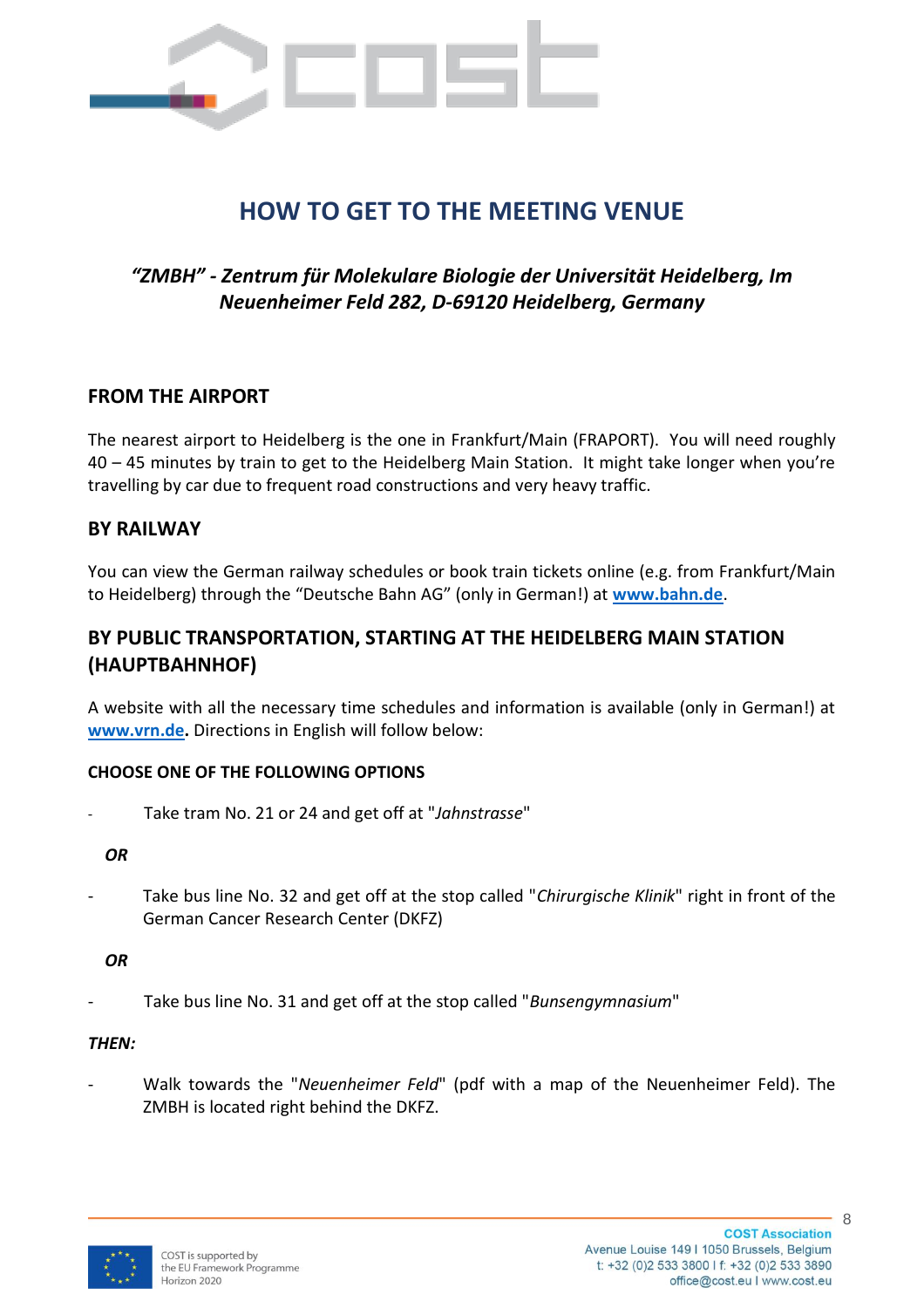# HOW TO GET TO THE MEETING VENUE

***"ZMBH" - Zentrum für Molekulare Biologie der Universität Heidelberg, Im Neuenheimer Feld 282, D-69120 Heidelberg, Germany***

## FROM THE AIRPORT

The nearest airport to Heidelberg is the one in Frankfurt/Main (FRAPORT). You will need roughly 40 – 45 minutes by train to get to the Heidelberg Main Station. It might take longer when you're travelling by car due to frequent road constructions and very heavy traffic.

## BY RAILWAY

You can view the German railway schedules or book train tickets online (e.g. from Frankfurt/Main to Heidelberg) through the "Deutsche Bahn AG" (only in German!) at **www.bahn.de**.

## BY PUBLIC TRANSPORTATION, STARTING AT THE HEIDELBERG MAIN STATION (HAUPTBAHNHOF)

A website with all the necessary time schedules and information is available (only in German!) at **www.vrn.de.** Directions in English will follow below:

**CHOOSE ONE OF THE FOLLOWING OPTIONS**

- Take tram No. 21 or 24 and get off at "*Jahnstrasse*"

***OR***

- Take bus line No. 32 and get off at the stop called "*Chirurgische Klinik*" right in front of the German Cancer Research Center (DKFZ)

***OR***

- Take bus line No. 31 and get off at the stop called "*Bunsengymnasium*"

***THEN:***

- Walk towards the "*Neuenheimer Feld*" (pdf with a map of the Neuenheimer Feld). The ZMBH is located right behind the DKFZ.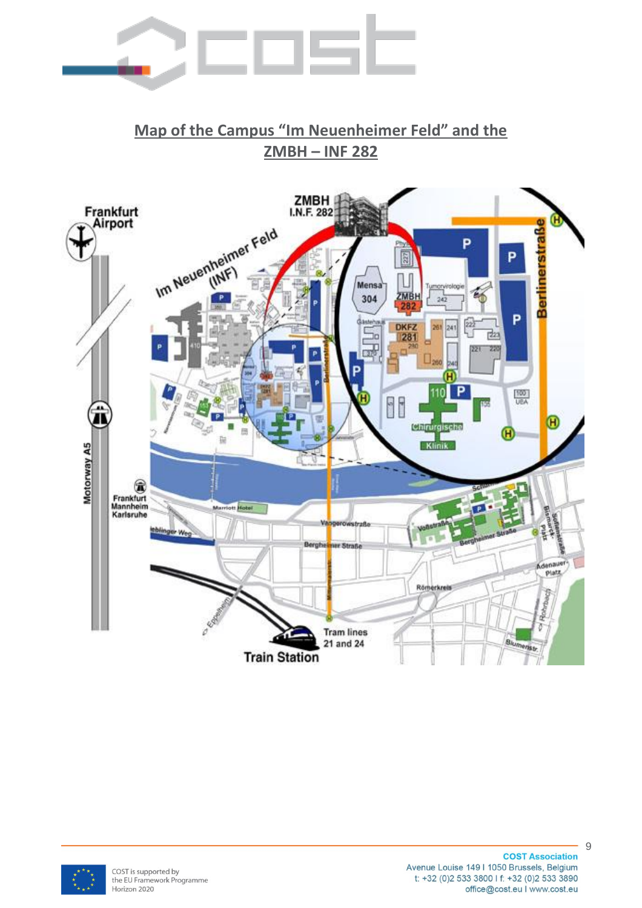## Map of the Campus "Im Neuenheimer Feld" and the ZMBH – INF 282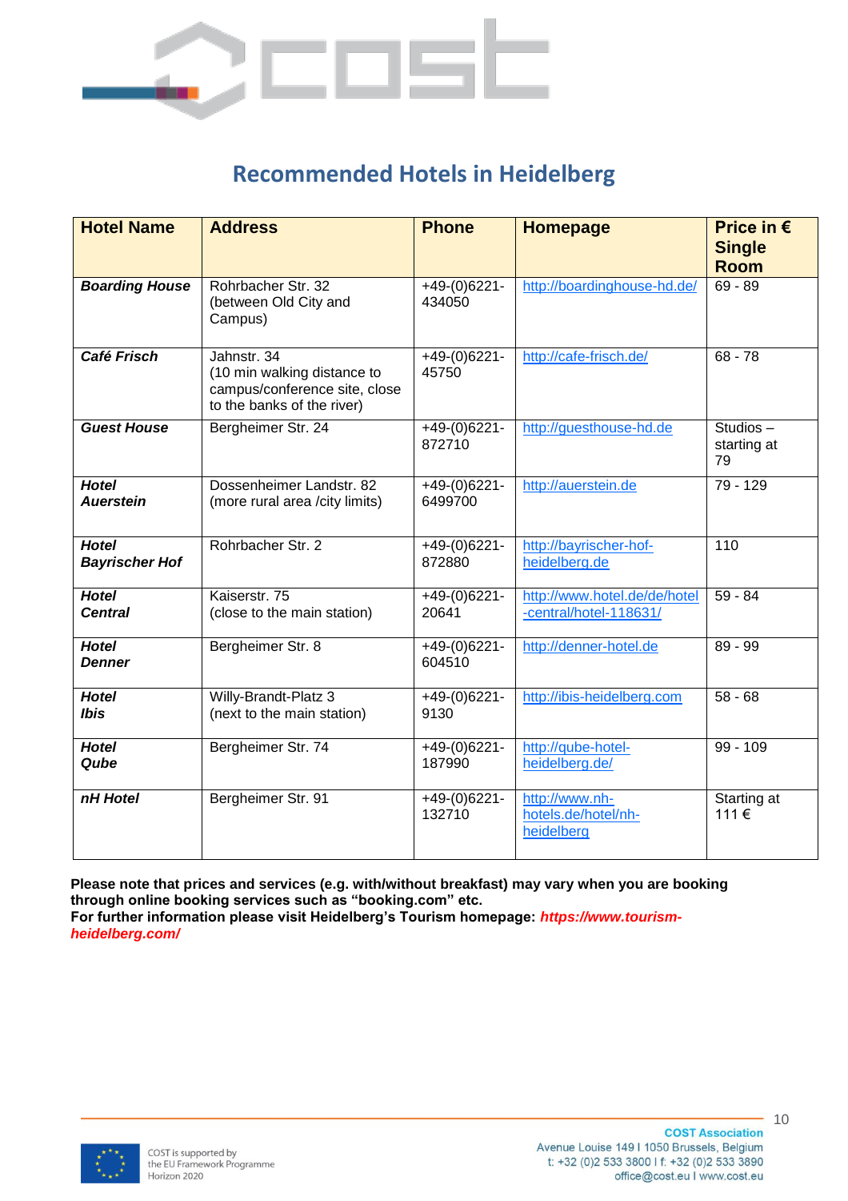# Recommended Hotels in Heidelberg

| Hotel Name | Address | Phone | Homepage | Price in € Single Room |
|---|---|---|---|---|
| ***Boarding House*** | Rohrbacher Str. 32 (between Old City and Campus) | +49-(0)6221-434050 | http://boardinghouse-hd.de/ | 69 - 89 |
| ***Café Frisch*** | Jahnstr. 34 (10 min walking distance to campus/conference site, close to the banks of the river) | +49-(0)6221-45750 | http://cafe-frisch.de/ | 68 - 78 |
| ***Guest House*** | Bergheimer Str. 24 | +49-(0)6221-872710 | http://guesthouse-hd.de | Studios – starting at 79 |
| ***Hotel Auerstein*** | Dossenheimer Landstr. 82 (more rural area /city limits) | +49-(0)6221-6499700 | http://auerstein.de | 79 - 129 |
| ***Hotel Bayrischer Hof*** | Rohrbacher Str. 2 | +49-(0)6221-872880 | http://bayrischer-hof-heidelberg.de | 110 |
| ***Hotel Central*** | Kaiserstr. 75 (close to the main station) | +49-(0)6221-20641 | http://www.hotel.de/de/hotel-central/hotel-118631/ | 59 - 84 |
| ***Hotel Denner*** | Bergheimer Str. 8 | +49-(0)6221-604510 | http://denner-hotel.de | 89 - 99 |
| ***Hotel Ibis*** | Willy-Brandt-Platz 3 (next to the main station) | +49-(0)6221-9130 | http://ibis-heidelberg.com | 58 - 68 |
| ***Hotel Qube*** | Bergheimer Str. 74 | +49-(0)6221-187990 | http://qube-hotel-heidelberg.de/ | 99 - 109 |
| ***nH Hotel*** | Bergheimer Str. 91 | +49-(0)6221-132710 | http://www.nh-hotels.de/hotel/nh-heidelberg | Starting at 111 € |

**Please note that prices and services (e.g. with/without breakfast) may vary when you are booking through online booking services such as "booking.com" etc.**
**For further information please visit Heidelberg's Tourism homepage:** ***https://www.tourism-heidelberg.com/***